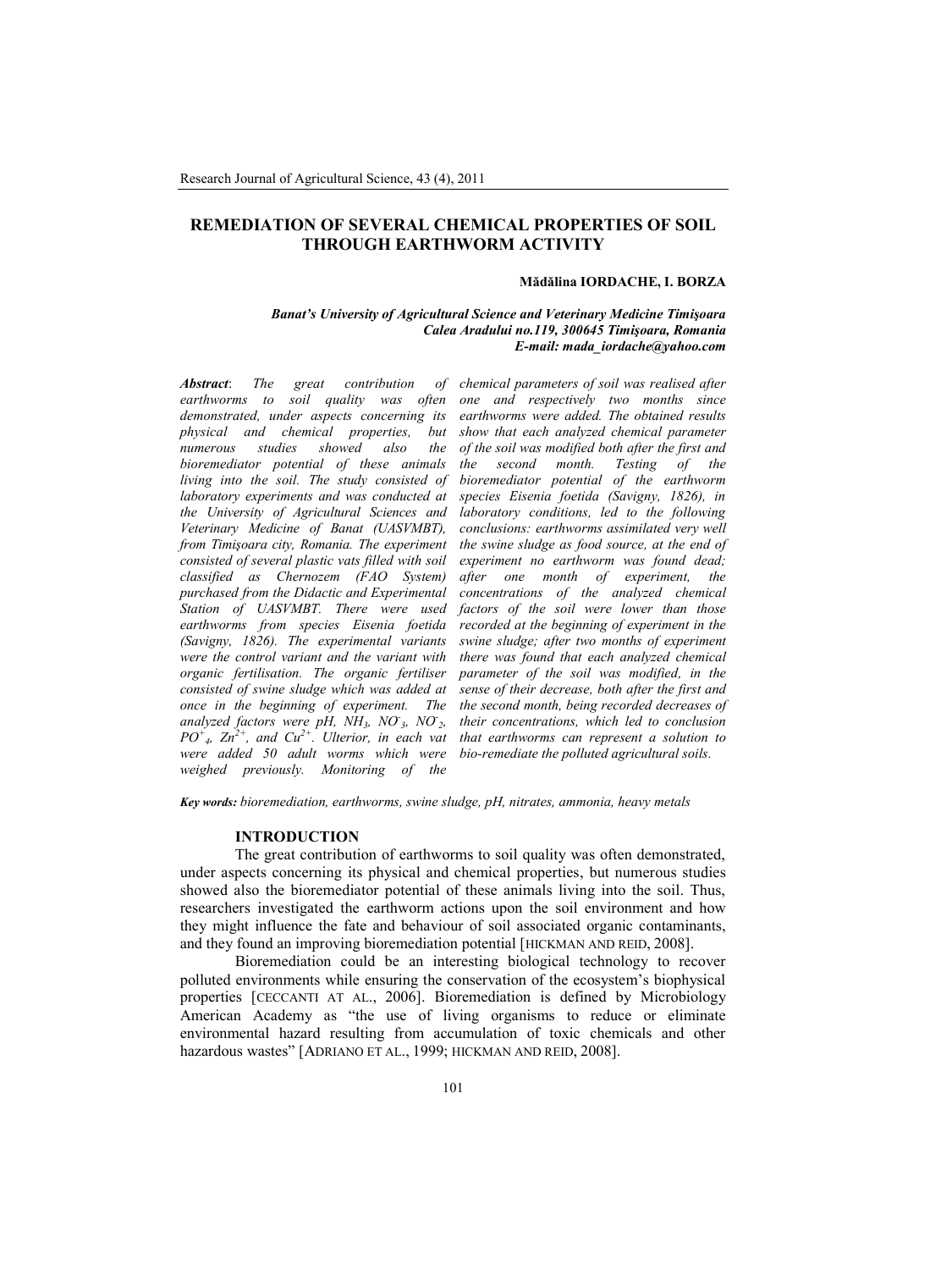# REMEDIATION OF SEVERAL CHEMICAL PROPERTIES OF SOIL THROUGH EARTHWORM ACTIVITY

**Mădălina IORDACHE, I. BORZA**

***Banat's University of Agricultural Science and Veterinary Medicine Timişoara***
***Calea Aradului no.119, 300645 Timişoara, Romania***
***E-mail: mada_iordache@yahoo.com***

***Abstract**: The great contribution of earthworms to soil quality was often demonstrated, under aspects concerning its physical and chemical properties, but numerous studies showed also the bioremediator potential of these animals living into the soil. The study consisted of laboratory experiments and was conducted at the University of Agricultural Sciences and Veterinary Medicine of Banat (UASVMBT), from Timişoara city, Romania. The experiment consisted of several plastic vats filled with soil classified as Chernozem (FAO System) purchased from the Didactic and Experimental Station of UASVMBT. There were used earthworms from species Eisenia foetida (Savigny, 1826). The experimental variants were the control variant and the variant with organic fertilisation. The organic fertiliser consisted of swine sludge which was added at once in the beginning of experiment. The analyzed factors were pH, $NH_3$, $NO^-_3$, $NO^-_2$, $PO^+_4$, $Zn^{2+}$, and $Cu^{2+}$. Ulterior, in each vat were added 50 adult worms which were weighed previously. Monitoring of the chemical parameters of soil was realised after one and respectively two months since earthworms were added. The obtained results show that each analyzed chemical parameter of the soil was modified both after the first and the second month. Testing of the bioremediator potential of the earthworm species Eisenia foetida (Savigny, 1826), in laboratory conditions, led to the following conclusions: earthworms assimilated very well the swine sludge as food source, at the end of experiment no earthworm was found dead; after one month of experiment, the concentrations of the analyzed chemical factors of the soil were lower than those recorded at the beginning of experiment in the swine sludge; after two months of experiment there was found that each analyzed chemical parameter of the soil was modified, in the sense of their decrease, both after the first and the second month, being recorded decreases of their concentrations, which led to conclusion that earthworms can represent a solution to bio-remediate the polluted agricultural soils.*

***Key words:** bioremediation, earthworms, swine sludge, pH, nitrates, ammonia, heavy metals*

## INTRODUCTION

The great contribution of earthworms to soil quality was often demonstrated, under aspects concerning its physical and chemical properties, but numerous studies showed also the bioremediator potential of these animals living into the soil. Thus, researchers investigated the earthworm actions upon the soil environment and how they might influence the fate and behaviour of soil associated organic contaminants, and they found an improving bioremediation potential [HICKMAN AND REID, 2008].

Bioremediation could be an interesting biological technology to recover polluted environments while ensuring the conservation of the ecosystem's biophysical properties [CECCANTI AT AL., 2006]. Bioremediation is defined by Microbiology American Academy as "the use of living organisms to reduce or eliminate environmental hazard resulting from accumulation of toxic chemicals and other hazardous wastes" [ADRIANO ET AL., 1999; HICKMAN AND REID, 2008].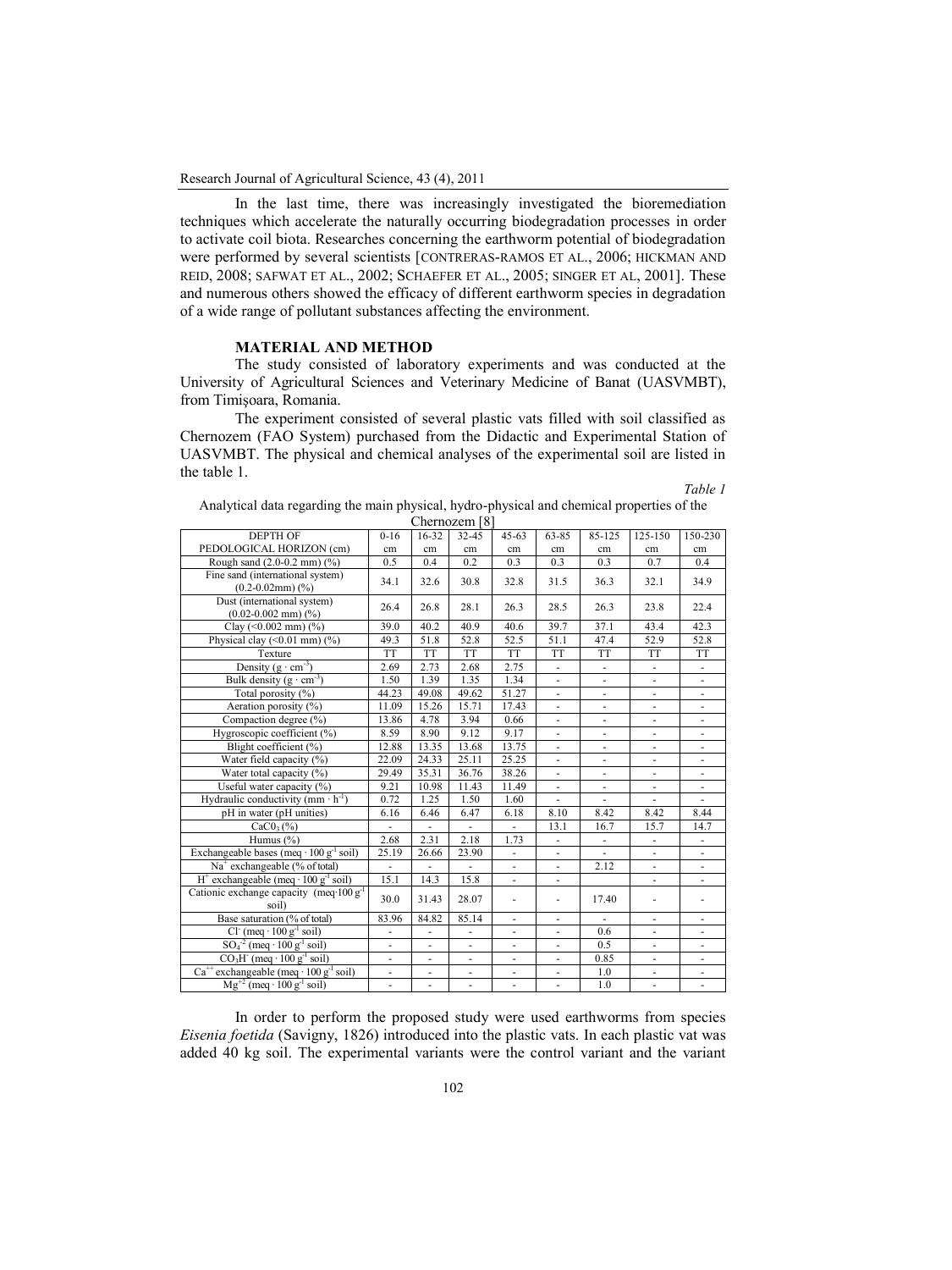In the last time, there was increasingly investigated the bioremediation techniques which accelerate the naturally occurring biodegradation processes in order to activate coil biota. Researches concerning the earthworm potential of biodegradation were performed by several scientists [CONTRERAS-RAMOS ET AL., 2006; HICKMAN AND REID, 2008; SAFWAT ET AL., 2002; SCHAEFER ET AL., 2005; SINGER ET AL, 2001]. These and numerous others showed the efficacy of different earthworm species in degradation of a wide range of pollutant substances affecting the environment.

## MATERIAL AND METHOD

The study consisted of laboratory experiments and was conducted at the University of Agricultural Sciences and Veterinary Medicine of Banat (UASVMBT), from Timişoara, Romania.

The experiment consisted of several plastic vats filled with soil classified as Chernozem (FAO System) purchased from the Didactic and Experimental Station of UASVMBT. The physical and chemical analyses of the experimental soil are listed in the table 1.

*Table 1*

Analytical data regarding the main physical, hydro-physical and chemical properties of the Chernozem [8]

| DEPTH OF PEDOLOGICAL HORIZON (cm) | 0-16 cm | 16-32 cm | 32-45 cm | 45-63 cm | 63-85 cm | 85-125 cm | 125-150 cm | 150-230 cm |
|---|---|---|---|---|---|---|---|---|
| Rough sand (2.0-0.2 mm) (%) | 0.5 | 0.4 | 0.2 | 0.3 | 0.3 | 0.3 | 0.7 | 0.4 |
| Fine sand (international system) (0.2-0.02mm) (%) | 34.1 | 32.6 | 30.8 | 32.8 | 31.5 | 36.3 | 32.1 | 34.9 |
| Dust (international system) (0.02-0.002 mm) (%) | 26.4 | 26.8 | 28.1 | 26.3 | 28.5 | 26.3 | 23.8 | 22.4 |
| Clay (<0.002 mm) (%) | 39.0 | 40.2 | 40.9 | 40.6 | 39.7 | 37.1 | 43.4 | 42.3 |
| Physical clay (<0.01 mm) (%) | 49.3 | 51.8 | 52.8 | 52.5 | 51.1 | 47.4 | 52.9 | 52.8 |
| Texture | TT | TT | TT | TT | TT | TT | TT | TT |
| Density ($g \cdot cm^{-3}$) | 2.69 | 2.73 | 2.68 | 2.75 | - | - | - | - |
| Bulk density ($g \cdot cm^{-3}$) | 1.50 | 1.39 | 1.35 | 1.34 | - | - | - | - |
| Total porosity (%) | 44.23 | 49.08 | 49.62 | 51.27 | - | - | - | - |
| Aeration porosity (%) | 11.09 | 15.26 | 15.71 | 17.43 | - | - | - | - |
| Compaction degree (%) | 13.86 | 4.78 | 3.94 | 0.66 | - | - | - | - |
| Hygroscopic coefficient (%) | 8.59 | 8.90 | 9.12 | 9.17 | - | - | - | - |
| Blight coefficient (%) | 12.88 | 13.35 | 13.68 | 13.75 | - | - | - | - |
| Water field capacity (%) | 22.09 | 24.33 | 25.11 | 25.25 | - | - | - | - |
| Water total capacity (%) | 29.49 | 35.31 | 36.76 | 38.26 | - | - | - | - |
| Useful water capacity (%) | 9.21 | 10.98 | 11.43 | 11.49 | - | - | - | - |
| Hydraulic conductivity ($mm \cdot h^{-1}$) | 0.72 | 1.25 | 1.50 | 1.60 | - | - | - | - |
| pH in water (pH unities) | 6.16 | 6.46 | 6.47 | 6.18 | 8.10 | 8.42 | 8.42 | 8.44 |
| $CaC0_3$ (%) | - | - | - | - | 13.1 | 16.7 | 15.7 | 14.7 |
| Humus (%) | 2.68 | 2.31 | 2.18 | 1.73 | - | - | - | - |
| Exchangeable bases ($meq \cdot 100\ g^{-1}$ soil) | 25.19 | 26.66 | 23.90 | - | - | - | - | - |
| $Na^{+}$ exchangeable (% of total) | - | - | - | - | - | 2.12 | - | - |
| $H^{+}$ exchangeable ($meq \cdot 100\ g^{-1}$ soil) | 15.1 | 14.3 | 15.8 | - | - | | - | - |
| Cationic exchange capacity ($meq \cdot 100\ g^{-1}$ soil) | 30.0 | 31.43 | 28.07 | - | - | 17.40 | - | - |
| Base saturation (% of total) | 83.96 | 84.82 | 85.14 | - | - | - | - | - |
| $Cl^{-}$ ($meq \cdot 100\ g^{-1}$ soil) | - | - | - | - | - | 0.6 | - | - |
| $SO_4^{-2}$ ($meq \cdot 100\ g^{-1}$ soil) | - | - | - | - | - | 0.5 | - | - |
| $CO_3H^{-}$ ($meq \cdot 100\ g^{-1}$ soil) | - | - | - | - | - | 0.85 | - | - |
| $Ca^{++}$ exchangeable ($meq \cdot 100\ g^{-1}$ soil) | - | - | - | - | - | 1.0 | - | - |
| $Mg^{+2}$ ($meq \cdot 100\ g^{-1}$ soil) | - | - | - | - | - | 1.0 | - | - |

In order to perform the proposed study were used earthworms from species *Eisenia foetida* (Savigny, 1826) introduced into the plastic vats. In each plastic vat was added 40 kg soil. The experimental variants were the control variant and the variant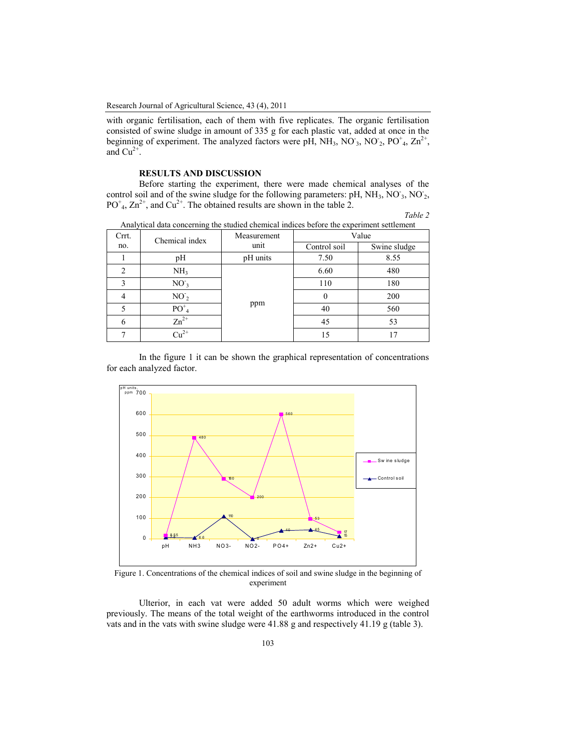with organic fertilisation, each of them with five replicates. The organic fertilisation consisted of swine sludge in amount of 335 g for each plastic vat, added at once in the beginning of experiment. The analyzed factors were pH, $NH_3$, $NO^-_3$, $NO^-_2$, $PO^+_4$, $Zn^{2+}$, and $Cu^{2+}$.

## RESULTS AND DISCUSSION

Before starting the experiment, there were made chemical analyses of the control soil and of the swine sludge for the following parameters: pH, $NH_3$, $NO^-_3$, $NO^-_2$, $PO^+_4$, $Zn^{2+}$, and $Cu^{2+}$. The obtained results are shown in the table 2.

*Table 2*

Analytical data concerning the studied chemical indices before the experiment settlement

| Crrt. no. | Chemical index | Measurement unit | Value | |
|---|---|---|---|---|
| | | | Control soil | Swine sludge |
| 1 | pH | pH units | 7.50 | 8.55 |
| 2 | $NH_3$ | ppm | 6.60 | 480 |
| 3 | $NO^-_3$ | ppm | 110 | 180 |
| 4 | $NO^-_2$ | ppm | 0 | 200 |
| 5 | $PO^+_4$ | ppm | 40 | 560 |
| 6 | $Zn^{2+}$ | ppm | 45 | 53 |
| 7 | $Cu^{2+}$ | ppm | 15 | 17 |

In the figure 1 it can be shown the graphical representation of concentrations for each analyzed factor.

Figure 1. Concentrations of the chemical indices of soil and swine sludge in the beginning of experiment

Ulterior, in each vat were added 50 adult worms which were weighed previously. The means of the total weight of the earthworms introduced in the control vats and in the vats with swine sludge were 41.88 g and respectively 41.19 g (table 3).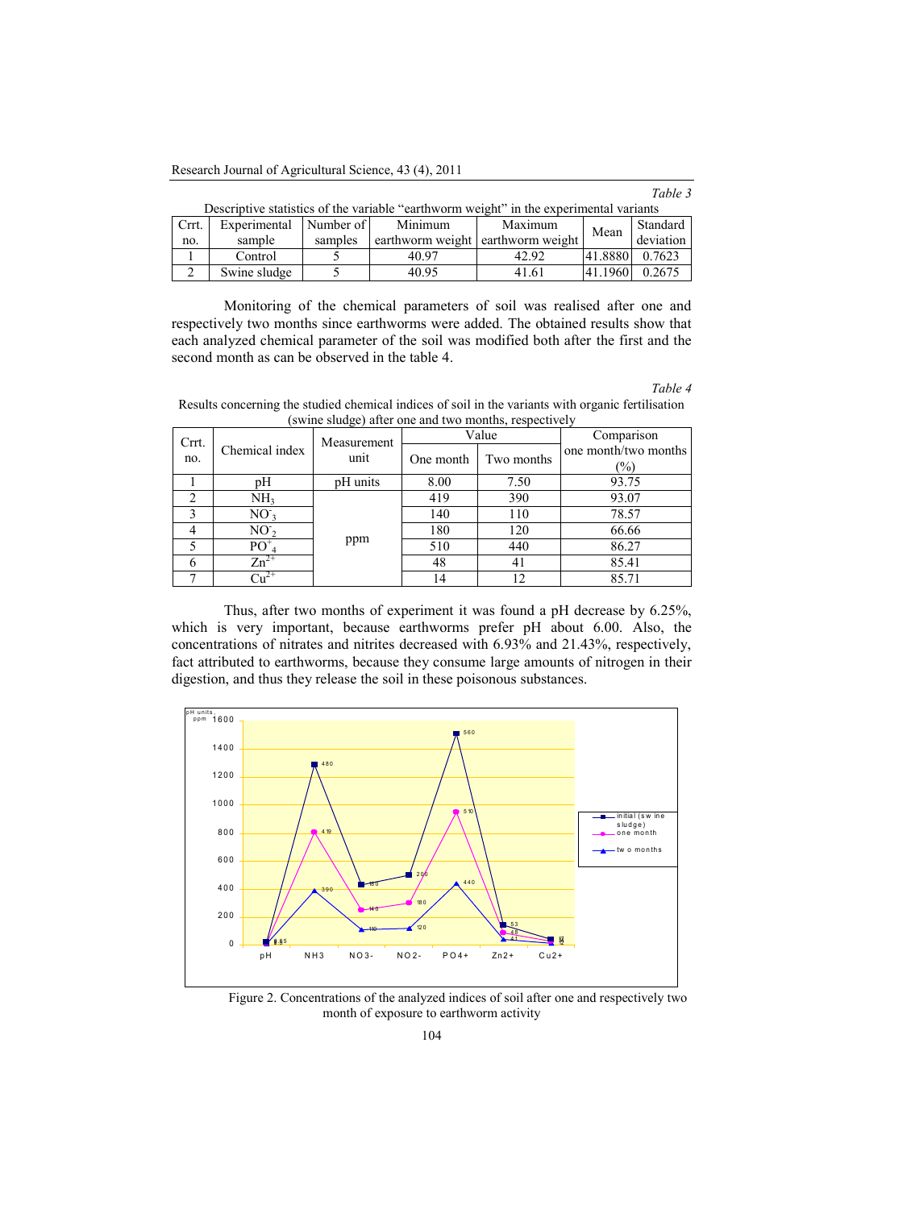*Table 3*

Descriptive statistics of the variable "earthworm weight" in the experimental variants

| Crrt. no. | Experimental sample | Number of samples | Minimum earthworm weight | Maximum earthworm weight | Mean | Standard deviation |
|---|---|---|---|---|---|---|
| 1 | Control | 5 | 40.97 | 42.92 | 41.8880 | 0.7623 |
| 2 | Swine sludge | 5 | 40.95 | 41.61 | 41.1960 | 0.2675 |

Monitoring of the chemical parameters of soil was realised after one and respectively two months since earthworms were added. The obtained results show that each analyzed chemical parameter of the soil was modified both after the first and the second month as can be observed in the table 4.

*Table 4*

Results concerning the studied chemical indices of soil in the variants with organic fertilisation (swine sludge) after one and two months, respectively

| Crrt. no. | Chemical index | Measurement unit | Value | | Comparison one month/two months (%) |
|---|---|---|---|---|---|
| | | | One month | Two months | |
| 1 | pH | pH units | 8.00 | 7.50 | 93.75 |
| 2 | $NH_3$ | ppm | 419 | 390 | 93.07 |
| 3 | $NO^-_3$ | | 140 | 110 | 78.57 |
| 4 | $NO^-_2$ | | 180 | 120 | 66.66 |
| 5 | $PO^+_4$ | | 510 | 440 | 86.27 |
| 6 | $Zn^{2+}$ | | 48 | 41 | 85.41 |
| 7 | $Cu^{2+}$ | | 14 | 12 | 85.71 |

Thus, after two months of experiment it was found a pH decrease by 6.25%, which is very important, because earthworms prefer pH about 6.00. Also, the concentrations of nitrates and nitrites decreased with 6.93% and 21.43%, respectively, fact attributed to earthworms, because they consume large amounts of nitrogen in their digestion, and thus they release the soil in these poisonous substances.

Figure 2. Concentrations of the analyzed indices of soil after one and respectively two month of exposure to earthworm activity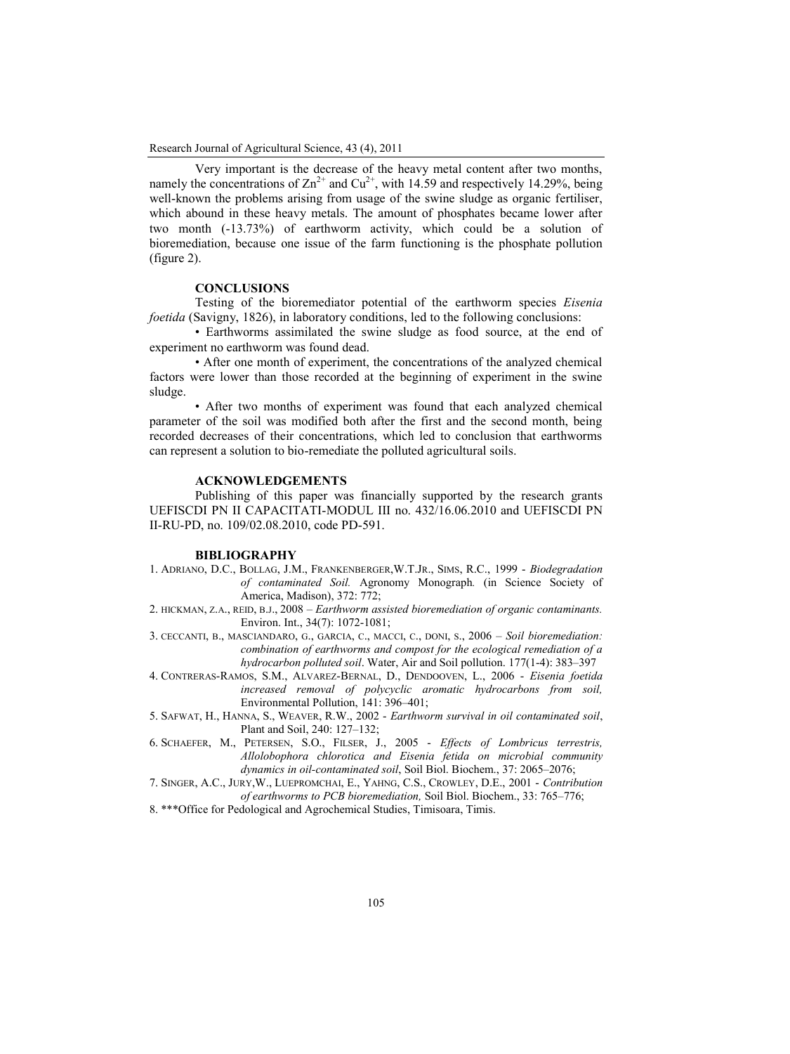Very important is the decrease of the heavy metal content after two months, namely the concentrations of $Zn^{2+}$ and $Cu^{2+}$, with 14.59 and respectively 14.29%, being well-known the problems arising from usage of the swine sludge as organic fertiliser, which abound in these heavy metals. The amount of phosphates became lower after two month (-13.73%) of earthworm activity, which could be a solution of bioremediation, because one issue of the farm functioning is the phosphate pollution (figure 2).

## CONCLUSIONS

Testing of the bioremediator potential of the earthworm species *Eisenia foetida* (Savigny, 1826), in laboratory conditions, led to the following conclusions:

• Earthworms assimilated the swine sludge as food source, at the end of experiment no earthworm was found dead.

• After one month of experiment, the concentrations of the analyzed chemical factors were lower than those recorded at the beginning of experiment in the swine sludge.

• After two months of experiment was found that each analyzed chemical parameter of the soil was modified both after the first and the second month, being recorded decreases of their concentrations, which led to conclusion that earthworms can represent a solution to bio-remediate the polluted agricultural soils.

## ACKNOWLEDGEMENTS

Publishing of this paper was financially supported by the research grants UEFISCDI PN II CAPACITATI-MODUL III no. 432/16.06.2010 and UEFISCDI PN II-RU-PD, no. 109/02.08.2010, code PD-591.

## BIBLIOGRAPHY

1. ADRIANO, D.C., BOLLAG, J.M., FRANKENBERGER, W.T.JR., SIMS, R.C., 1999 - *Biodegradation of contaminated Soil.* Agronomy Monograph. (in Science Society of America, Madison), 372: 772;
2. HICKMAN, Z.A., REID, B.J., 2008 – *Earthworm assisted bioremediation of organic contaminants.* Environ. Int., 34(7): 1072-1081;
3. CECCANTI, B., MASCIANDARO, G., GARCIA, C., MACCI, C., DONI, S., 2006 – *Soil bioremediation: combination of earthworms and compost for the ecological remediation of a hydrocarbon polluted soil*. Water, Air and Soil pollution. 177(1-4): 383–397
4. CONTRERAS-RAMOS, S.M., ALVAREZ-BERNAL, D., DENDOOVEN, L., 2006 - *Eisenia foetida increased removal of polycyclic aromatic hydrocarbons from soil,* Environmental Pollution, 141: 396–401;
5. SAFWAT, H., HANNA, S., WEAVER, R.W., 2002 - *Earthworm survival in oil contaminated soil*, Plant and Soil, 240: 127–132;
6. SCHAEFER, M., PETERSEN, S.O., FILSER, J., 2005 - *Effects of Lombricus terrestris, Allolobophora chlorotica and Eisenia fetida on microbial community dynamics in oil-contaminated soil*, Soil Biol. Biochem., 37: 2065–2076;
7. SINGER, A.C., JURY,W., LUEPROMCHAI, E., YAHNG, C.S., CROWLEY, D.E., 2001 - *Contribution of earthworms to PCB bioremediation,* Soil Biol. Biochem., 33: 765–776;
8. ***Office for Pedological and Agrochemical Studies, Timisoara, Timis.